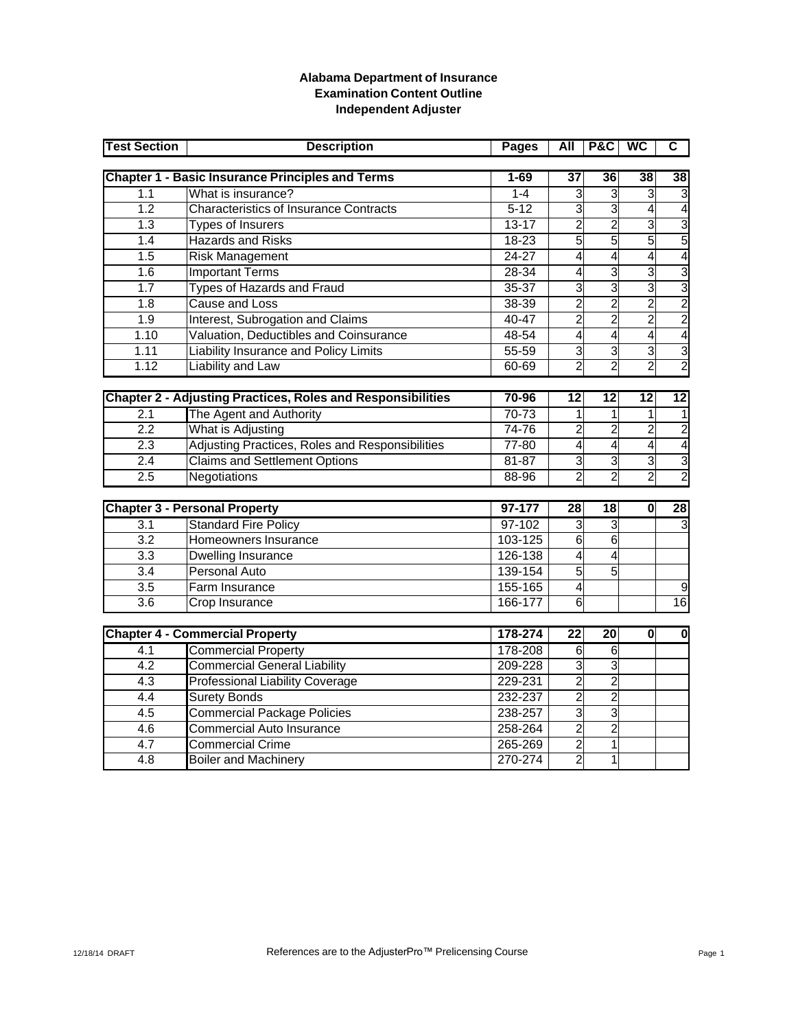**Alabama Department of Insurance**
**Examination Content Outline**
**Independent Adjuster**

| Test Section | Description | Pages | All | P&C | WC | C |
|---|---|---|---|---|---|---|
| **Chapter 1 - Basic Insurance Principles and Terms** | | **1-69** | **37** | **36** | **38** | **38** |
| 1.1 | What is insurance? | 1-4 | 3 | 3 | 3 | 3 |
| 1.2 | Characteristics of Insurance Contracts | 5-12 | 3 | 3 | 4 | 4 |
| 1.3 | Types of Insurers | 13-17 | 2 | 2 | 3 | 3 |
| 1.4 | Hazards and Risks | 18-23 | 5 | 5 | 5 | 5 |
| 1.5 | Risk Management | 24-27 | 4 | 4 | 4 | 4 |
| 1.6 | Important Terms | 28-34 | 4 | 3 | 3 | 3 |
| 1.7 | Types of Hazards and Fraud | 35-37 | 3 | 3 | 3 | 3 |
| 1.8 | Cause and Loss | 38-39 | 2 | 2 | 2 | 2 |
| 1.9 | Interest, Subrogation and Claims | 40-47 | 2 | 2 | 2 | 2 |
| 1.10 | Valuation, Deductibles and Coinsurance | 48-54 | 4 | 4 | 4 | 4 |
| 1.11 | Liability Insurance and Policy Limits | 55-59 | 3 | 3 | 3 | 3 |
| 1.12 | Liability and Law | 60-69 | 2 | 2 | 2 | 2 |
| **Chapter 2 - Adjusting Practices, Roles and Responsibilities** | | **70-96** | **12** | **12** | **12** | **12** |
| 2.1 | The Agent and Authority | 70-73 | 1 | 1 | 1 | 1 |
| 2.2 | What is Adjusting | 74-76 | 2 | 2 | 2 | 2 |
| 2.3 | Adjusting Practices, Roles and Responsibilities | 77-80 | 4 | 4 | 4 | 4 |
| 2.4 | Claims and Settlement Options | 81-87 | 3 | 3 | 3 | 3 |
| 2.5 | Negotiations | 88-96 | 2 | 2 | 2 | 2 |
| **Chapter 3 - Personal Property** | | **97-177** | **28** | **18** | **0** | **28** |
| 3.1 | Standard Fire Policy | 97-102 | 3 | 3 | | 3 |
| 3.2 | Homeowners Insurance | 103-125 | 6 | 6 | | |
| 3.3 | Dwelling Insurance | 126-138 | 4 | 4 | | |
| 3.4 | Personal Auto | 139-154 | 5 | 5 | | |
| 3.5 | Farm Insurance | 155-165 | 4 | | | 9 |
| 3.6 | Crop Insurance | 166-177 | 6 | | | 16 |
| **Chapter 4 - Commercial Property** | | **178-274** | **22** | **20** | **0** | **0** |
| 4.1 | Commercial Property | 178-208 | 6 | 6 | | |
| 4.2 | Commercial General Liability | 209-228 | 3 | 3 | | |
| 4.3 | Professional Liability Coverage | 229-231 | 2 | 2 | | |
| 4.4 | Surety Bonds | 232-237 | 2 | 2 | | |
| 4.5 | Commercial Package Policies | 238-257 | 3 | 3 | | |
| 4.6 | Commercial Auto Insurance | 258-264 | 2 | 2 | | |
| 4.7 | Commercial Crime | 265-269 | 2 | 1 | | |
| 4.8 | Boiler and Machinery | 270-274 | 2 | 1 | | |

12/18/14 DRAFT

References are to the AdjusterPro™ Prelicensing Course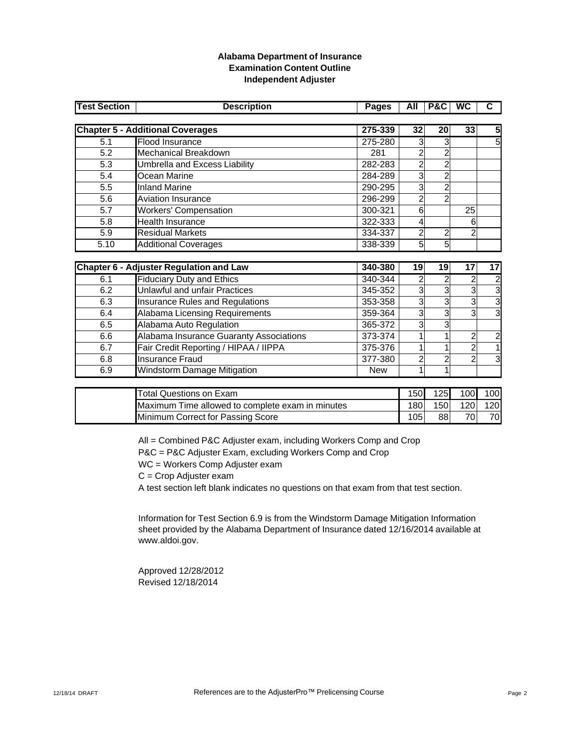**Alabama Department of Insurance**
**Examination Content Outline**
**Independent Adjuster**

| Test Section | Description | Pages | All | P&C | WC | C |
|---|---|---|---|---|---|---|
| **Chapter 5 - Additional Coverages** | | **275-339** | **32** | **20** | **33** | **5** |
| 5.1 | Flood Insurance | 275-280 | 3 | 3 | | 5 |
| 5.2 | Mechanical Breakdown | 281 | 2 | 2 | | |
| 5.3 | Umbrella and Excess Liability | 282-283 | 2 | 2 | | |
| 5.4 | Ocean Marine | 284-289 | 3 | 2 | | |
| 5.5 | Inland Marine | 290-295 | 3 | 2 | | |
| 5.6 | Aviation Insurance | 296-299 | 2 | 2 | | |
| 5.7 | Workers' Compensation | 300-321 | 6 | | 25 | |
| 5.8 | Health Insurance | 322-333 | 4 | | 6 | |
| 5.9 | Residual Markets | 334-337 | 2 | 2 | 2 | |
| 5.10 | Additional Coverages | 338-339 | 5 | 5 | | |
| **Chapter 6 - Adjuster Regulation and Law** | | **340-380** | **19** | **19** | **17** | **17** |
| 6.1 | Fiduciary Duty and Ethics | 340-344 | 2 | 2 | 2 | 2 |
| 6.2 | Unlawful and unfair Practices | 345-352 | 3 | 3 | 3 | 3 |
| 6.3 | Insurance Rules and Regulations | 353-358 | 3 | 3 | 3 | 3 |
| 6.4 | Alabama Licensing Requirements | 359-364 | 3 | 3 | 3 | 3 |
| 6.5 | Alabama Auto Regulation | 365-372 | 3 | 3 | | |
| 6.6 | Alabama Insurance Guaranty Associations | 373-374 | 1 | 1 | 2 | 2 |
| 6.7 | Fair Credit Reporting / HIPAA / IIPPA | 375-376 | 1 | 1 | 2 | 1 |
| 6.8 | Insurance Fraud | 377-380 | 2 | 2 | 2 | 3 |
| 6.9 | Windstorm Damage Mitigation | New | 1 | 1 | | |
| | Total Questions on Exam | | 150 | 125 | 100 | 100 |
| | Maximum Time allowed to complete exam in minutes | | 180 | 150 | 120 | 120 |
| | Minimum Correct for Passing Score | | 105 | 88 | 70 | 70 |

All = Combined P&C Adjuster exam, including Workers Comp and Crop

P&C = P&C Adjuster Exam, excluding Workers Comp and Crop

WC = Workers Comp Adjuster exam

C = Crop Adjuster exam

A test section left blank indicates no questions on that exam from that test section.

Information for Test Section 6.9 is from the Windstorm Damage Mitigation Information sheet provided by the Alabama Department of Insurance dated 12/16/2014 available at www.aldoi.gov.

Approved 12/28/2012
Revised 12/18/2014

12/18/14 DRAFT

References are to the AdjusterPro™ Prelicensing Course